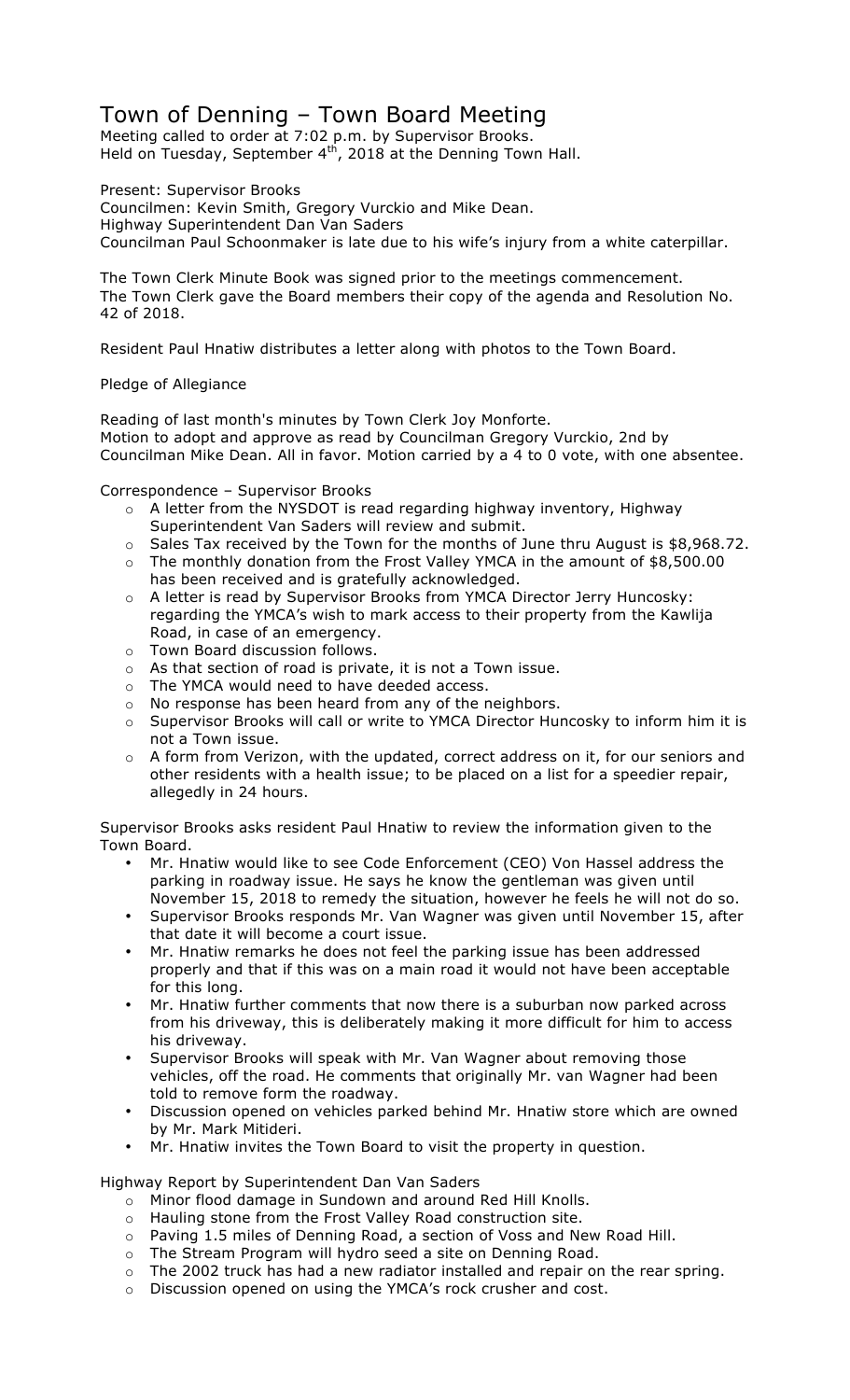# Town of Denning – Town Board Meeting

Meeting called to order at 7:02 p.m. by Supervisor Brooks.
Held on Tuesday, September 4th, 2018 at the Denning Town Hall.

Present: Supervisor Brooks
Councilmen: Kevin Smith, Gregory Vurckio and Mike Dean.
Highway Superintendent Dan Van Saders
Councilman Paul Schoonmaker is late due to his wife's injury from a white caterpillar.

The Town Clerk Minute Book was signed prior to the meetings commencement.
The Town Clerk gave the Board members their copy of the agenda and Resolution No. 42 of 2018.

Resident Paul Hnatiw distributes a letter along with photos to the Town Board.

Pledge of Allegiance

Reading of last month's minutes by Town Clerk Joy Monforte.
Motion to adopt and approve as read by Councilman Gregory Vurckio, 2nd by Councilman Mike Dean. All in favor. Motion carried by a 4 to 0 vote, with one absentee.

Correspondence – Supervisor Brooks

- A letter from the NYSDOT is read regarding highway inventory, Highway Superintendent Van Saders will review and submit.
- Sales Tax received by the Town for the months of June thru August is $8,968.72.
- The monthly donation from the Frost Valley YMCA in the amount of $8,500.00 has been received and is gratefully acknowledged.
- A letter is read by Supervisor Brooks from YMCA Director Jerry Huncosky: regarding the YMCA's wish to mark access to their property from the Kawlija Road, in case of an emergency.
- Town Board discussion follows.
- As that section of road is private, it is not a Town issue.
- The YMCA would need to have deeded access.
- No response has been heard from any of the neighbors.
- Supervisor Brooks will call or write to YMCA Director Huncosky to inform him it is not a Town issue.
- A form from Verizon, with the updated, correct address on it, for our seniors and other residents with a health issue; to be placed on a list for a speedier repair, allegedly in 24 hours.

Supervisor Brooks asks resident Paul Hnatiw to review the information given to the Town Board.

- Mr. Hnatiw would like to see Code Enforcement (CEO) Von Hassel address the parking in roadway issue. He says he know the gentleman was given until November 15, 2018 to remedy the situation, however he feels he will not do so.
- Supervisor Brooks responds Mr. Van Wagner was given until November 15, after that date it will become a court issue.
- Mr. Hnatiw remarks he does not feel the parking issue has been addressed properly and that if this was on a main road it would not have been acceptable for this long.
- Mr. Hnatiw further comments that now there is a suburban now parked across from his driveway, this is deliberately making it more difficult for him to access his driveway.
- Supervisor Brooks will speak with Mr. Van Wagner about removing those vehicles, off the road. He comments that originally Mr. van Wagner had been told to remove form the roadway.
- Discussion opened on vehicles parked behind Mr. Hnatiw store which are owned by Mr. Mark Mitideri.
- Mr. Hnatiw invites the Town Board to visit the property in question.

Highway Report by Superintendent Dan Van Saders

- Minor flood damage in Sundown and around Red Hill Knolls.
- Hauling stone from the Frost Valley Road construction site.
- Paving 1.5 miles of Denning Road, a section of Voss and New Road Hill.
- The Stream Program will hydro seed a site on Denning Road.
- The 2002 truck has had a new radiator installed and repair on the rear spring.
- Discussion opened on using the YMCA's rock crusher and cost.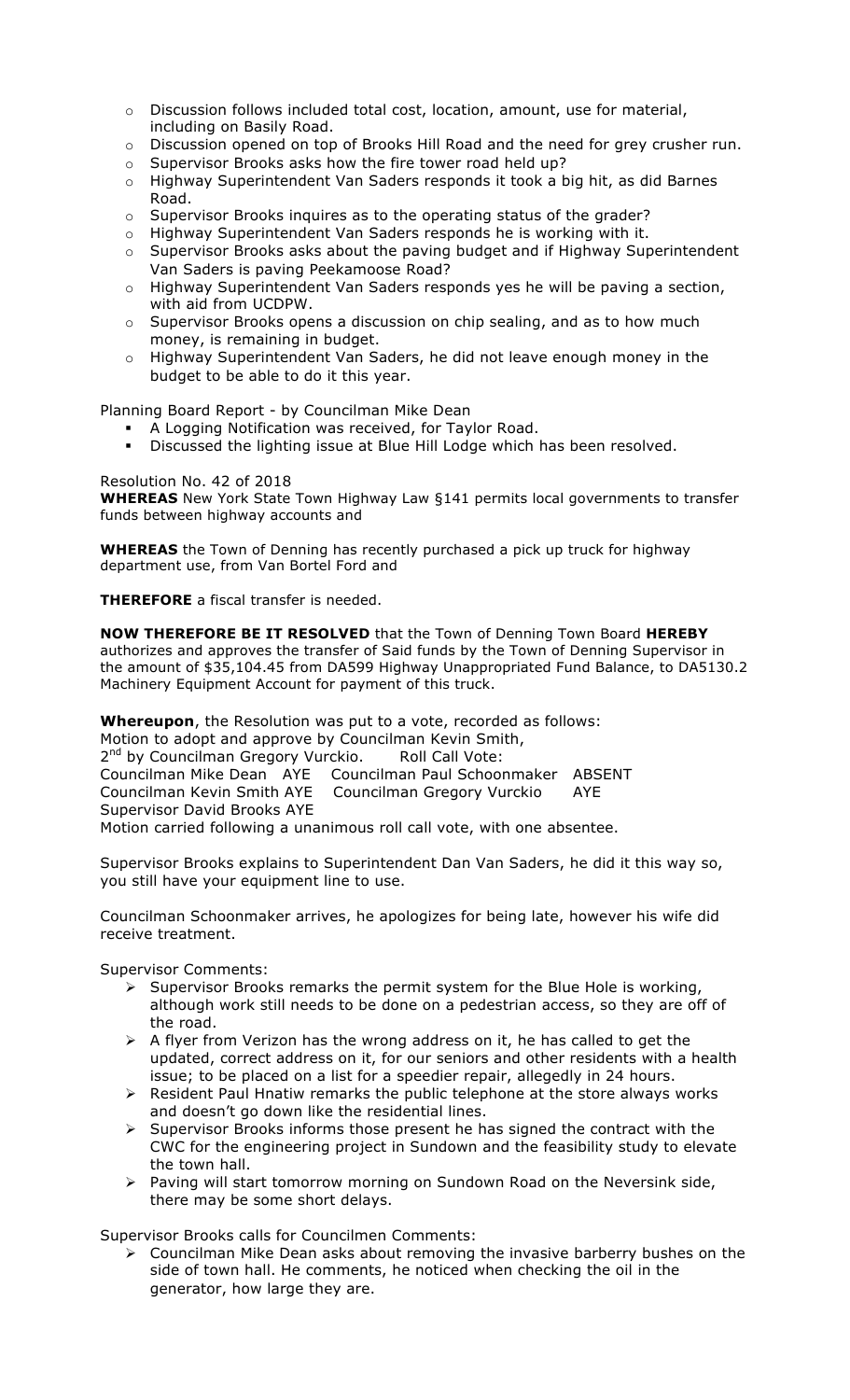- Discussion follows included total cost, location, amount, use for material, including on Basily Road.
- Discussion opened on top of Brooks Hill Road and the need for grey crusher run.
- Supervisor Brooks asks how the fire tower road held up?
- Highway Superintendent Van Saders responds it took a big hit, as did Barnes Road.
- Supervisor Brooks inquires as to the operating status of the grader?
- Highway Superintendent Van Saders responds he is working with it.
- Supervisor Brooks asks about the paving budget and if Highway Superintendent Van Saders is paving Peekamoose Road?
- Highway Superintendent Van Saders responds yes he will be paving a section, with aid from UCDPW.
- Supervisor Brooks opens a discussion on chip sealing, and as to how much money, is remaining in budget.
- Highway Superintendent Van Saders, he did not leave enough money in the budget to be able to do it this year.

Planning Board Report - by Councilman Mike Dean

- A Logging Notification was received, for Taylor Road.
- Discussed the lighting issue at Blue Hill Lodge which has been resolved.

Resolution No. 42 of 2018

**WHEREAS** New York State Town Highway Law §141 permits local governments to transfer funds between highway accounts and

**WHEREAS** the Town of Denning has recently purchased a pick up truck for highway department use, from Van Bortel Ford and

**THEREFORE** a fiscal transfer is needed.

**NOW THEREFORE BE IT RESOLVED** that the Town of Denning Town Board **HEREBY** authorizes and approves the transfer of Said funds by the Town of Denning Supervisor in the amount of $35,104.45 from DA599 Highway Unappropriated Fund Balance, to DA5130.2 Machinery Equipment Account for payment of this truck.

**Whereupon**, the Resolution was put to a vote, recorded as follows:
Motion to adopt and approve by Councilman Kevin Smith,
2nd by Councilman Gregory Vurckio. Roll Call Vote:
Councilman Mike Dean AYE Councilman Paul Schoonmaker ABSENT
Councilman Kevin Smith AYE Councilman Gregory Vurckio AYE
Supervisor David Brooks AYE
Motion carried following a unanimous roll call vote, with one absentee.

Supervisor Brooks explains to Superintendent Dan Van Saders, he did it this way so, you still have your equipment line to use.

Councilman Schoonmaker arrives, he apologizes for being late, however his wife did receive treatment.

Supervisor Comments:

- Supervisor Brooks remarks the permit system for the Blue Hole is working, although work still needs to be done on a pedestrian access, so they are off of the road.
- A flyer from Verizon has the wrong address on it, he has called to get the updated, correct address on it, for our seniors and other residents with a health issue; to be placed on a list for a speedier repair, allegedly in 24 hours.
- Resident Paul Hnatiw remarks the public telephone at the store always works and doesn't go down like the residential lines.
- Supervisor Brooks informs those present he has signed the contract with the CWC for the engineering project in Sundown and the feasibility study to elevate the town hall.
- Paving will start tomorrow morning on Sundown Road on the Neversink side, there may be some short delays.

Supervisor Brooks calls for Councilmen Comments:

- Councilman Mike Dean asks about removing the invasive barberry bushes on the side of town hall. He comments, he noticed when checking the oil in the generator, how large they are.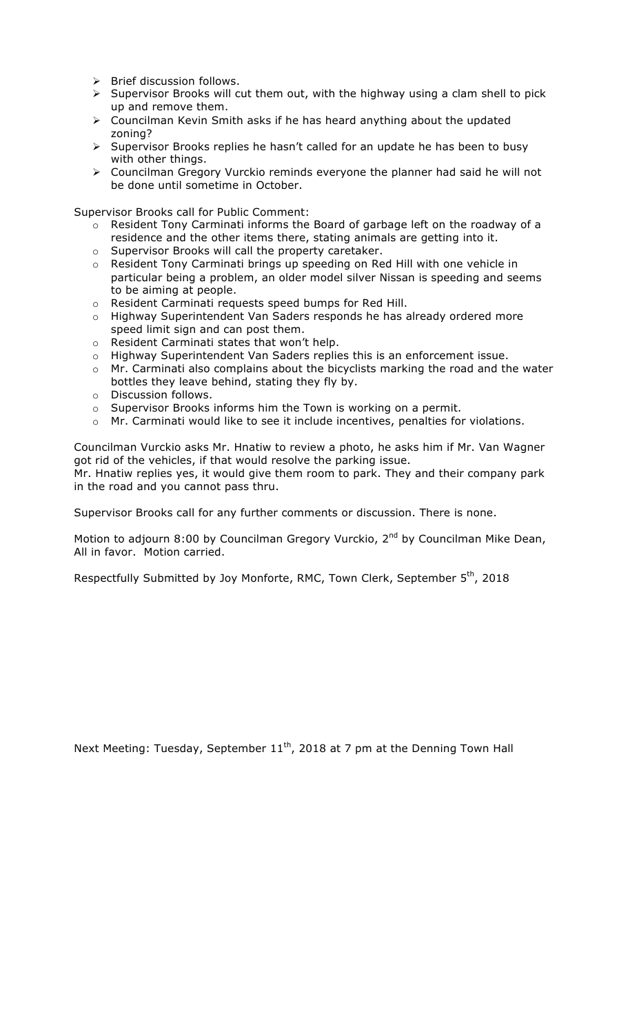- Brief discussion follows.
- Supervisor Brooks will cut them out, with the highway using a clam shell to pick up and remove them.
- Councilman Kevin Smith asks if he has heard anything about the updated zoning?
- Supervisor Brooks replies he hasn't called for an update he has been to busy with other things.
- Councilman Gregory Vurckio reminds everyone the planner had said he will not be done until sometime in October.

Supervisor Brooks call for Public Comment:

- Resident Tony Carminati informs the Board of garbage left on the roadway of a residence and the other items there, stating animals are getting into it.
- Supervisor Brooks will call the property caretaker.
- Resident Tony Carminati brings up speeding on Red Hill with one vehicle in particular being a problem, an older model silver Nissan is speeding and seems to be aiming at people.
- Resident Carminati requests speed bumps for Red Hill.
- Highway Superintendent Van Saders responds he has already ordered more speed limit sign and can post them.
- Resident Carminati states that won't help.
- Highway Superintendent Van Saders replies this is an enforcement issue.
- Mr. Carminati also complains about the bicyclists marking the road and the water bottles they leave behind, stating they fly by.
- Discussion follows.
- Supervisor Brooks informs him the Town is working on a permit.
- Mr. Carminati would like to see it include incentives, penalties for violations.

Councilman Vurckio asks Mr. Hnatiw to review a photo, he asks him if Mr. Van Wagner got rid of the vehicles, if that would resolve the parking issue.
Mr. Hnatiw replies yes, it would give them room to park. They and their company park in the road and you cannot pass thru.

Supervisor Brooks call for any further comments or discussion. There is none.

Motion to adjourn 8:00 by Councilman Gregory Vurckio, 2nd by Councilman Mike Dean, All in favor. Motion carried.

Respectfully Submitted by Joy Monforte, RMC, Town Clerk, September 5th, 2018

Next Meeting: Tuesday, September 11th, 2018 at 7 pm at the Denning Town Hall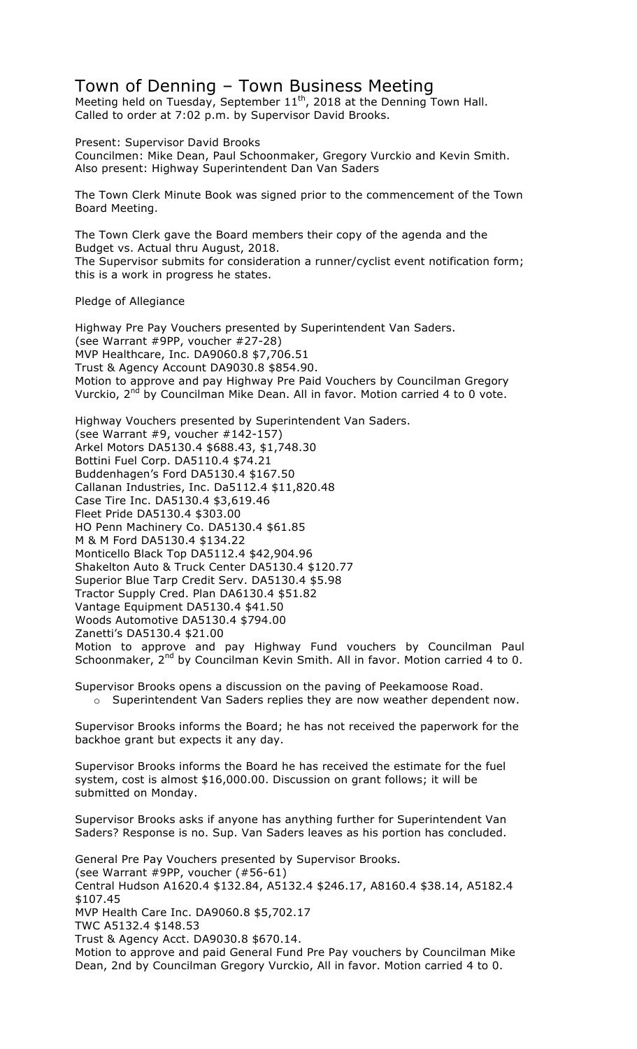# Town of Denning – Town Business Meeting

Meeting held on Tuesday, September 11th, 2018 at the Denning Town Hall.
Called to order at 7:02 p.m. by Supervisor David Brooks.

Present: Supervisor David Brooks
Councilmen: Mike Dean, Paul Schoonmaker, Gregory Vurckio and Kevin Smith.
Also present: Highway Superintendent Dan Van Saders

The Town Clerk Minute Book was signed prior to the commencement of the Town Board Meeting.

The Town Clerk gave the Board members their copy of the agenda and the Budget vs. Actual thru August, 2018.
The Supervisor submits for consideration a runner/cyclist event notification form; this is a work in progress he states.

Pledge of Allegiance

Highway Pre Pay Vouchers presented by Superintendent Van Saders.
(see Warrant #9PP, voucher #27-28)
MVP Healthcare, Inc. DA9060.8 $7,706.51
Trust & Agency Account DA9030.8 $854.90.
Motion to approve and pay Highway Pre Paid Vouchers by Councilman Gregory Vurckio, 2nd by Councilman Mike Dean. All in favor. Motion carried 4 to 0 vote.

Highway Vouchers presented by Superintendent Van Saders.
(see Warrant #9, voucher #142-157)
Arkel Motors DA5130.4 $688.43, $1,748.30
Bottini Fuel Corp. DA5110.4 $74.21
Buddenhagen's Ford DA5130.4 $167.50
Callanan Industries, Inc. Da5112.4 $11,820.48
Case Tire Inc. DA5130.4 $3,619.46
Fleet Pride DA5130.4 $303.00
HO Penn Machinery Co. DA5130.4 $61.85
M & M Ford DA5130.4 $134.22
Monticello Black Top DA5112.4 $42,904.96
Shakelton Auto & Truck Center DA5130.4 $120.77
Superior Blue Tarp Credit Serv. DA5130.4 $5.98
Tractor Supply Cred. Plan DA6130.4 $51.82
Vantage Equipment DA5130.4 $41.50
Woods Automotive DA5130.4 $794.00
Zanetti's DA5130.4 $21.00
Motion to approve and pay Highway Fund vouchers by Councilman Paul Schoonmaker, 2nd by Councilman Kevin Smith. All in favor. Motion carried 4 to 0.

Supervisor Brooks opens a discussion on the paving of Peekamoose Road.

- Superintendent Van Saders replies they are now weather dependent now.

Supervisor Brooks informs the Board; he has not received the paperwork for the backhoe grant but expects it any day.

Supervisor Brooks informs the Board he has received the estimate for the fuel system, cost is almost $16,000.00. Discussion on grant follows; it will be submitted on Monday.

Supervisor Brooks asks if anyone has anything further for Superintendent Van Saders? Response is no. Sup. Van Saders leaves as his portion has concluded.

General Pre Pay Vouchers presented by Supervisor Brooks.
(see Warrant #9PP, voucher (#56-61)
Central Hudson A1620.4 $132.84, A5132.4 $246.17, A8160.4 $38.14, A5182.4 $107.45
MVP Health Care Inc. DA9060.8 $5,702.17
TWC A5132.4 $148.53
Trust & Agency Acct. DA9030.8 $670.14.
Motion to approve and paid General Fund Pre Pay vouchers by Councilman Mike Dean, 2nd by Councilman Gregory Vurckio, All in favor. Motion carried 4 to 0.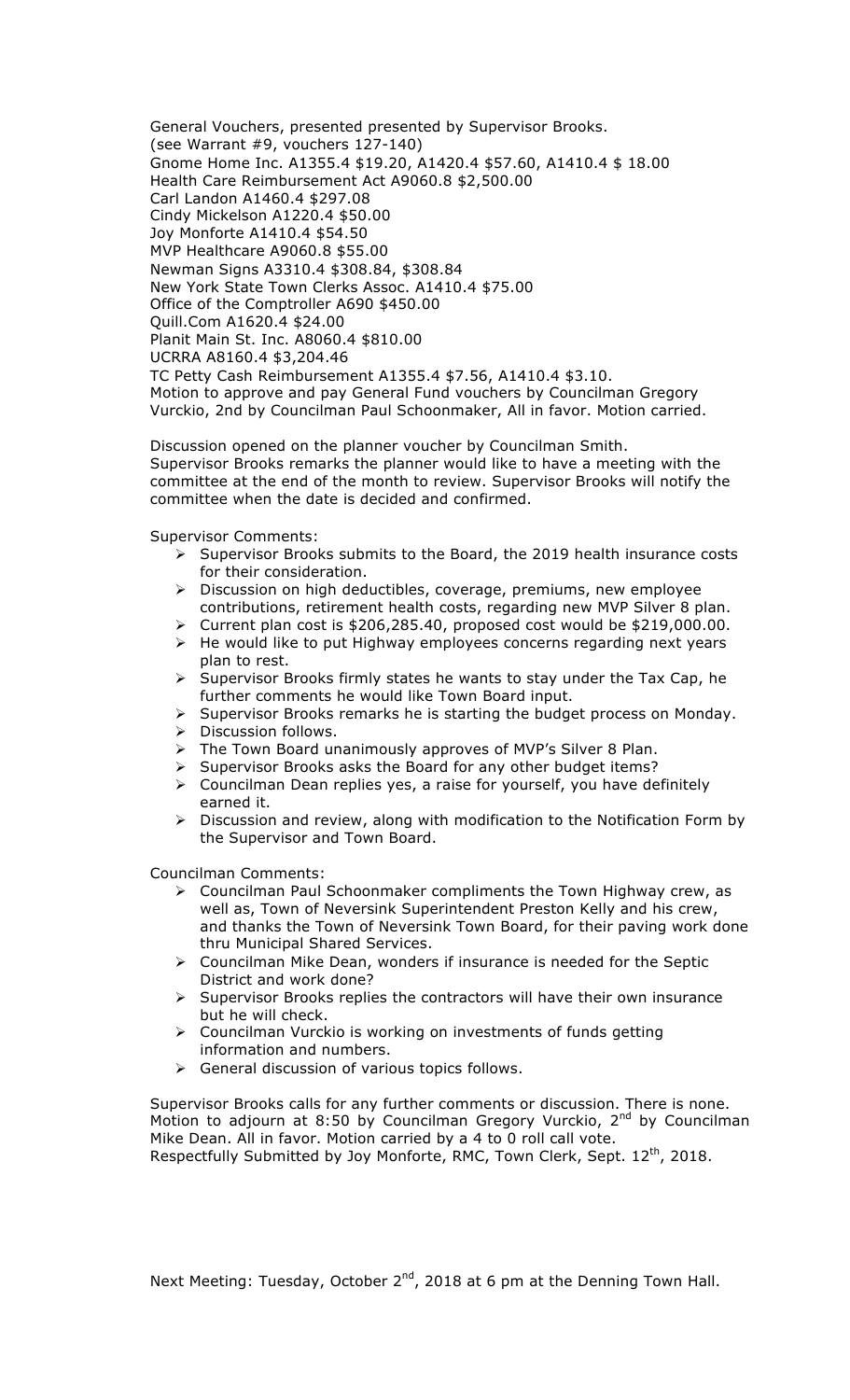General Vouchers, presented presented by Supervisor Brooks.
(see Warrant #9, vouchers 127-140)
Gnome Home Inc. A1355.4 $19.20, A1420.4 $57.60, A1410.4 $ 18.00
Health Care Reimbursement Act A9060.8 $2,500.00
Carl Landon A1460.4 $297.08
Cindy Mickelson A1220.4 $50.00
Joy Monforte A1410.4 $54.50
MVP Healthcare A9060.8 $55.00
Newman Signs A3310.4 $308.84, $308.84
New York State Town Clerks Assoc. A1410.4 $75.00
Office of the Comptroller A690 $450.00
Quill.Com A1620.4 $24.00
Planit Main St. Inc. A8060.4 $810.00
UCRRA A8160.4 $3,204.46
TC Petty Cash Reimbursement A1355.4 $7.56, A1410.4 $3.10.
Motion to approve and pay General Fund vouchers by Councilman Gregory Vurckio, 2nd by Councilman Paul Schoonmaker, All in favor. Motion carried.

Discussion opened on the planner voucher by Councilman Smith.
Supervisor Brooks remarks the planner would like to have a meeting with the committee at the end of the month to review. Supervisor Brooks will notify the committee when the date is decided and confirmed.

Supervisor Comments:

- Supervisor Brooks submits to the Board, the 2019 health insurance costs for their consideration.
- Discussion on high deductibles, coverage, premiums, new employee contributions, retirement health costs, regarding new MVP Silver 8 plan.
- Current plan cost is $206,285.40, proposed cost would be $219,000.00.
- He would like to put Highway employees concerns regarding next years plan to rest.
- Supervisor Brooks firmly states he wants to stay under the Tax Cap, he further comments he would like Town Board input.
- Supervisor Brooks remarks he is starting the budget process on Monday.
- Discussion follows.
- The Town Board unanimously approves of MVP's Silver 8 Plan.
- Supervisor Brooks asks the Board for any other budget items?
- Councilman Dean replies yes, a raise for yourself, you have definitely earned it.
- Discussion and review, along with modification to the Notification Form by the Supervisor and Town Board.

Councilman Comments:

- Councilman Paul Schoonmaker compliments the Town Highway crew, as well as, Town of Neversink Superintendent Preston Kelly and his crew, and thanks the Town of Neversink Town Board, for their paving work done thru Municipal Shared Services.
- Councilman Mike Dean, wonders if insurance is needed for the Septic District and work done?
- Supervisor Brooks replies the contractors will have their own insurance but he will check.
- Councilman Vurckio is working on investments of funds getting information and numbers.
- General discussion of various topics follows.

Supervisor Brooks calls for any further comments or discussion. There is none. Motion to adjourn at 8:50 by Councilman Gregory Vurckio, 2nd by Councilman Mike Dean. All in favor. Motion carried by a 4 to 0 roll call vote.
Respectfully Submitted by Joy Monforte, RMC, Town Clerk, Sept. 12th, 2018.

Next Meeting: Tuesday, October 2nd, 2018 at 6 pm at the Denning Town Hall.